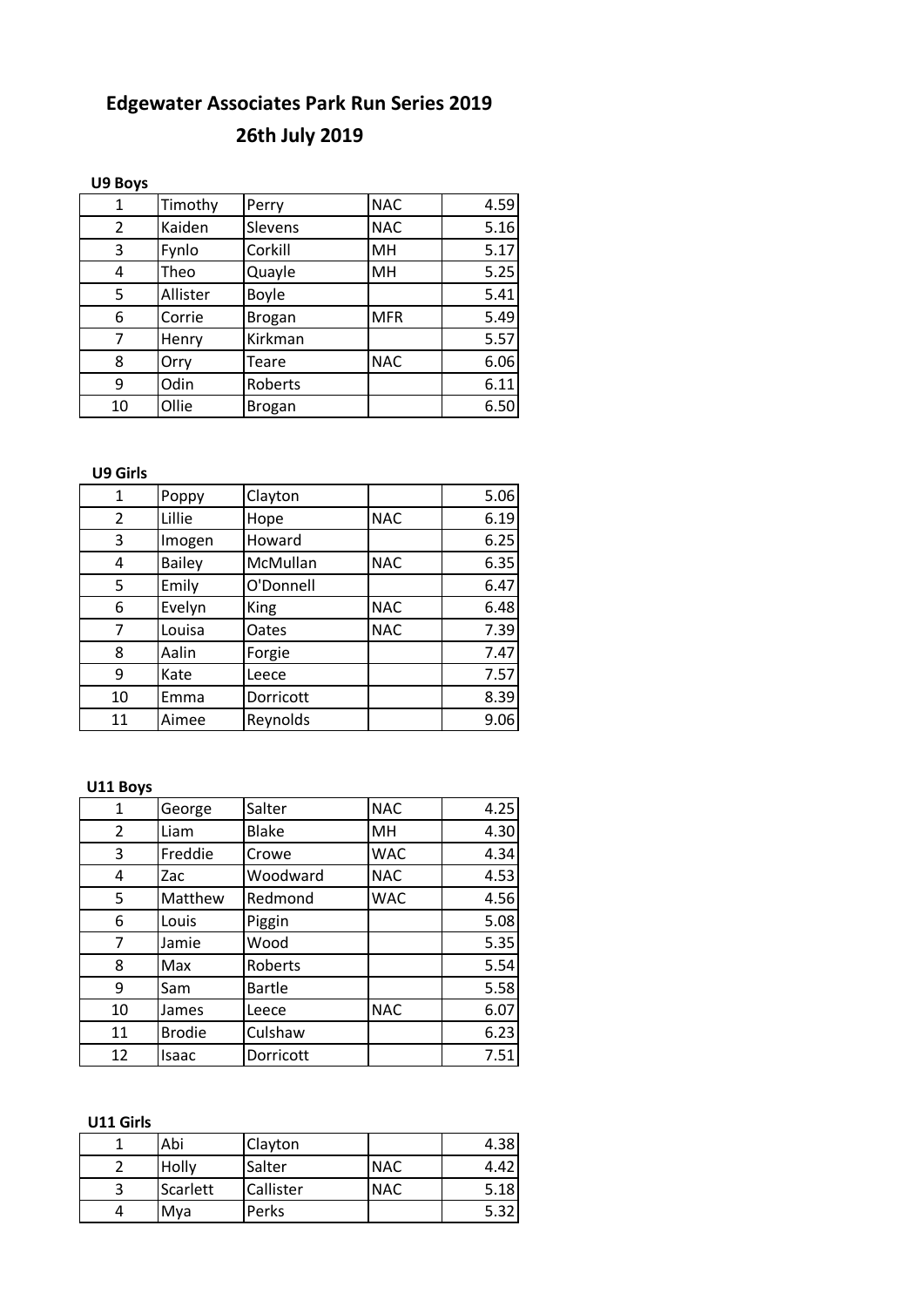# Edgewater Associates Park Run Series 2019

## 26th July 2019

**U9 Boys**

| | | | | |
|---|---|---|---|---|
| 1 | Timothy | Perry | NAC | 4.59 |
| 2 | Kaiden | Slevens | NAC | 5.16 |
| 3 | Fynlo | Corkill | MH | 5.17 |
| 4 | Theo | Quayle | MH | 5.25 |
| 5 | Allister | Boyle | | 5.41 |
| 6 | Corrie | Brogan | MFR | 5.49 |
| 7 | Henry | Kirkman | | 5.57 |
| 8 | Orry | Teare | NAC | 6.06 |
| 9 | Odin | Roberts | | 6.11 |
| 10 | Ollie | Brogan | | 6.50 |

**U9 Girls**

| | | | | |
|---|---|---|---|---|
| 1 | Poppy | Clayton | | 5.06 |
| 2 | Lillie | Hope | NAC | 6.19 |
| 3 | Imogen | Howard | | 6.25 |
| 4 | Bailey | McMullan | NAC | 6.35 |
| 5 | Emily | O'Donnell | | 6.47 |
| 6 | Evelyn | King | NAC | 6.48 |
| 7 | Louisa | Oates | NAC | 7.39 |
| 8 | Aalin | Forgie | | 7.47 |
| 9 | Kate | Leece | | 7.57 |
| 10 | Emma | Dorricott | | 8.39 |
| 11 | Aimee | Reynolds | | 9.06 |

**U11 Boys**

| | | | | |
|---|---|---|---|---|
| 1 | George | Salter | NAC | 4.25 |
| 2 | Liam | Blake | MH | 4.30 |
| 3 | Freddie | Crowe | WAC | 4.34 |
| 4 | Zac | Woodward | NAC | 4.53 |
| 5 | Matthew | Redmond | WAC | 4.56 |
| 6 | Louis | Piggin | | 5.08 |
| 7 | Jamie | Wood | | 5.35 |
| 8 | Max | Roberts | | 5.54 |
| 9 | Sam | Bartle | | 5.58 |
| 10 | James | Leece | NAC | 6.07 |
| 11 | Brodie | Culshaw | | 6.23 |
| 12 | Isaac | Dorricott | | 7.51 |

**U11 Girls**

| | | | | |
|---|---|---|---|---|
| 1 | Abi | Clayton | | 4.38 |
| 2 | Holly | Salter | NAC | 4.42 |
| 3 | Scarlett | Callister | NAC | 5.18 |
| 4 | Mya | Perks | | 5.32 |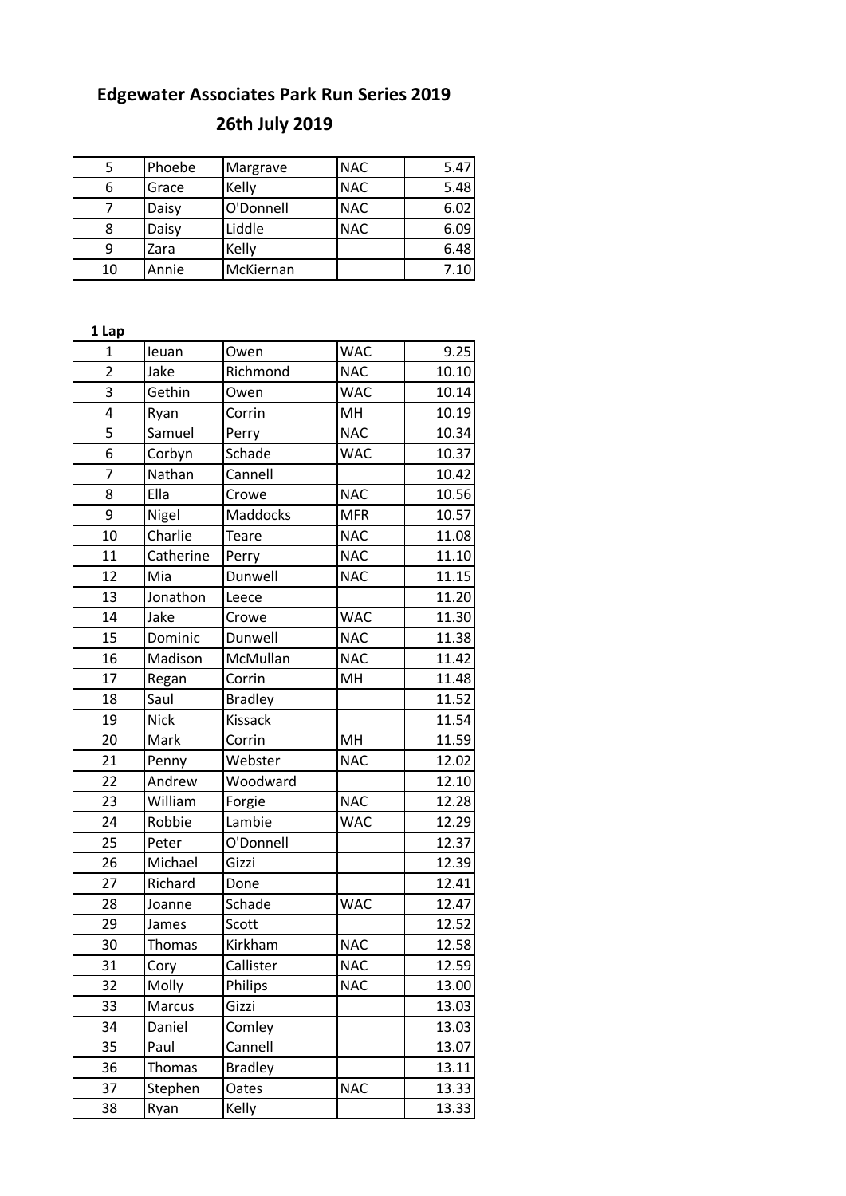# Edgewater Associates Park Run Series 2019

## 26th July 2019

| | | | | |
|---|---|---|---|---|
| 5 | Phoebe | Margrave | NAC | 5.47 |
| 6 | Grace | Kelly | NAC | 5.48 |
| 7 | Daisy | O'Donnell | NAC | 6.02 |
| 8 | Daisy | Liddle | NAC | 6.09 |
| 9 | Zara | Kelly | | 6.48 |
| 10 | Annie | McKiernan | | 7.10 |

**1 Lap**

| | | | | |
|---|---|---|---|---|
| 1 | Ieuan | Owen | WAC | 9.25 |
| 2 | Jake | Richmond | NAC | 10.10 |
| 3 | Gethin | Owen | WAC | 10.14 |
| 4 | Ryan | Corrin | MH | 10.19 |
| 5 | Samuel | Perry | NAC | 10.34 |
| 6 | Corbyn | Schade | WAC | 10.37 |
| 7 | Nathan | Cannell | | 10.42 |
| 8 | Ella | Crowe | NAC | 10.56 |
| 9 | Nigel | Maddocks | MFR | 10.57 |
| 10 | Charlie | Teare | NAC | 11.08 |
| 11 | Catherine | Perry | NAC | 11.10 |
| 12 | Mia | Dunwell | NAC | 11.15 |
| 13 | Jonathon | Leece | | 11.20 |
| 14 | Jake | Crowe | WAC | 11.30 |
| 15 | Dominic | Dunwell | NAC | 11.38 |
| 16 | Madison | McMullan | NAC | 11.42 |
| 17 | Regan | Corrin | MH | 11.48 |
| 18 | Saul | Bradley | | 11.52 |
| 19 | Nick | Kissack | | 11.54 |
| 20 | Mark | Corrin | MH | 11.59 |
| 21 | Penny | Webster | NAC | 12.02 |
| 22 | Andrew | Woodward | | 12.10 |
| 23 | William | Forgie | NAC | 12.28 |
| 24 | Robbie | Lambie | WAC | 12.29 |
| 25 | Peter | O'Donnell | | 12.37 |
| 26 | Michael | Gizzi | | 12.39 |
| 27 | Richard | Done | | 12.41 |
| 28 | Joanne | Schade | WAC | 12.47 |
| 29 | James | Scott | | 12.52 |
| 30 | Thomas | Kirkham | NAC | 12.58 |
| 31 | Cory | Callister | NAC | 12.59 |
| 32 | Molly | Philips | NAC | 13.00 |
| 33 | Marcus | Gizzi | | 13.03 |
| 34 | Daniel | Comley | | 13.03 |
| 35 | Paul | Cannell | | 13.07 |
| 36 | Thomas | Bradley | | 13.11 |
| 37 | Stephen | Oates | NAC | 13.33 |
| 38 | Ryan | Kelly | | 13.33 |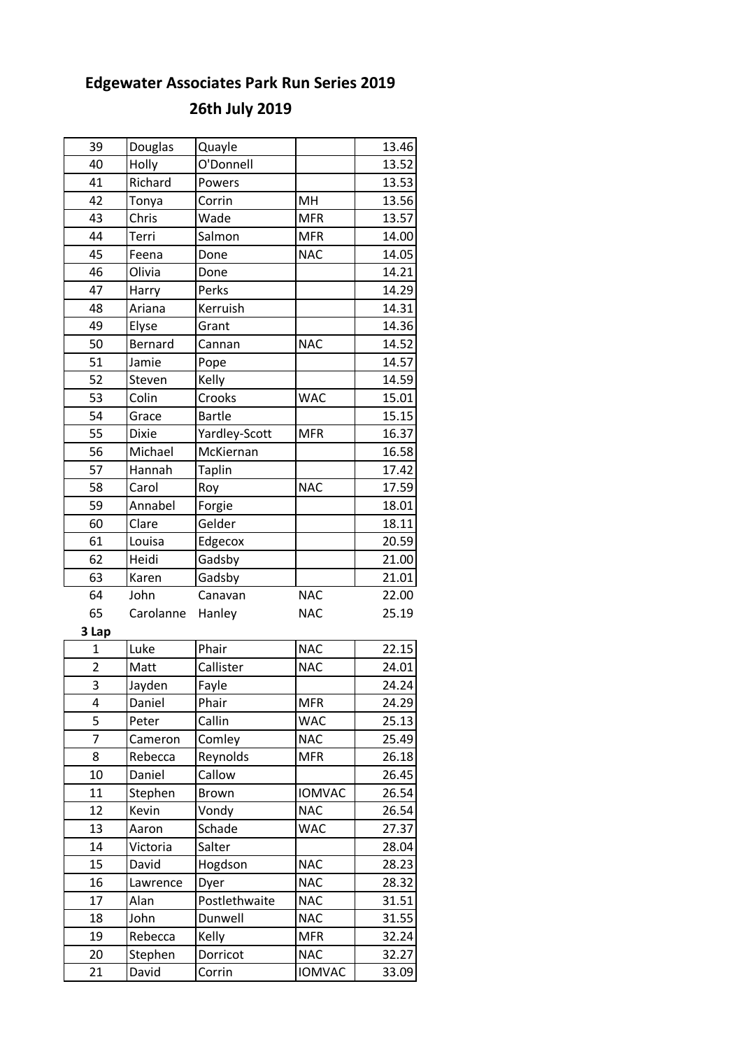# Edgewater Associates Park Run Series 2019

## 26th July 2019

| | | | | |
|---|---|---|---|---|
| 39 | Douglas | Quayle | | 13.46 |
| 40 | Holly | O'Donnell | | 13.52 |
| 41 | Richard | Powers | | 13.53 |
| 42 | Tonya | Corrin | MH | 13.56 |
| 43 | Chris | Wade | MFR | 13.57 |
| 44 | Terri | Salmon | MFR | 14.00 |
| 45 | Feena | Done | NAC | 14.05 |
| 46 | Olivia | Done | | 14.21 |
| 47 | Harry | Perks | | 14.29 |
| 48 | Ariana | Kerruish | | 14.31 |
| 49 | Elyse | Grant | | 14.36 |
| 50 | Bernard | Cannan | NAC | 14.52 |
| 51 | Jamie | Pope | | 14.57 |
| 52 | Steven | Kelly | | 14.59 |
| 53 | Colin | Crooks | WAC | 15.01 |
| 54 | Grace | Bartle | | 15.15 |
| 55 | Dixie | Yardley-Scott | MFR | 16.37 |
| 56 | Michael | McKiernan | | 16.58 |
| 57 | Hannah | Taplin | | 17.42 |
| 58 | Carol | Roy | NAC | 17.59 |
| 59 | Annabel | Forgie | | 18.01 |
| 60 | Clare | Gelder | | 18.11 |
| 61 | Louisa | Edgecox | | 20.59 |
| 62 | Heidi | Gadsby | | 21.00 |
| 63 | Karen | Gadsby | | 21.01 |
| 64 | John | Canavan | NAC | 22.00 |
| 65 | Carolanne | Hanley | NAC | 25.19 |
| **3 Lap** | | | | |
| 1 | Luke | Phair | NAC | 22.15 |
| 2 | Matt | Callister | NAC | 24.01 |
| 3 | Jayden | Fayle | | 24.24 |
| 4 | Daniel | Phair | MFR | 24.29 |
| 5 | Peter | Callin | WAC | 25.13 |
| 7 | Cameron | Comley | NAC | 25.49 |
| 8 | Rebecca | Reynolds | MFR | 26.18 |
| 10 | Daniel | Callow | | 26.45 |
| 11 | Stephen | Brown | IOMVAC | 26.54 |
| 12 | Kevin | Vondy | NAC | 26.54 |
| 13 | Aaron | Schade | WAC | 27.37 |
| 14 | Victoria | Salter | | 28.04 |
| 15 | David | Hogdson | NAC | 28.23 |
| 16 | Lawrence | Dyer | NAC | 28.32 |
| 17 | Alan | Postlethwaite | NAC | 31.51 |
| 18 | John | Dunwell | NAC | 31.55 |
| 19 | Rebecca | Kelly | MFR | 32.24 |
| 20 | Stephen | Dorricot | NAC | 32.27 |
| 21 | David | Corrin | IOMVAC | 33.09 |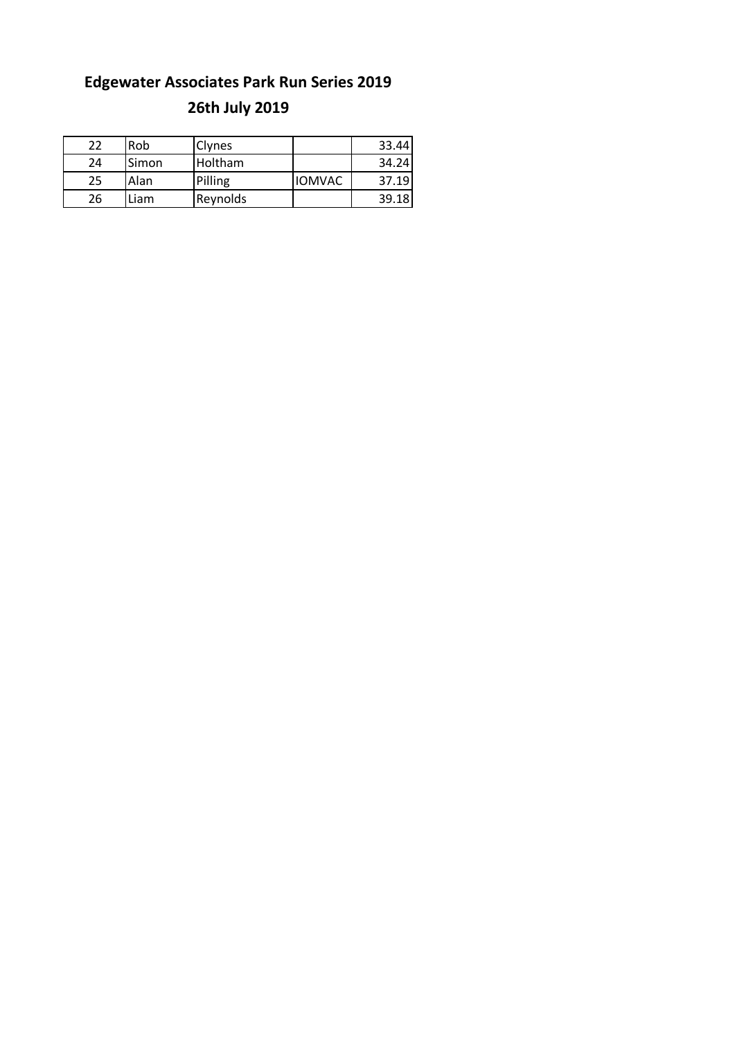# Edgewater Associates Park Run Series 2019

## 26th July 2019

| | | | | |
|---|---|---|---|---|
| 22 | Rob | Clynes | | 33.44 |
| 24 | Simon | Holtham | | 34.24 |
| 25 | Alan | Pilling | IOMVAC | 37.19 |
| 26 | Liam | Reynolds | | 39.18 |